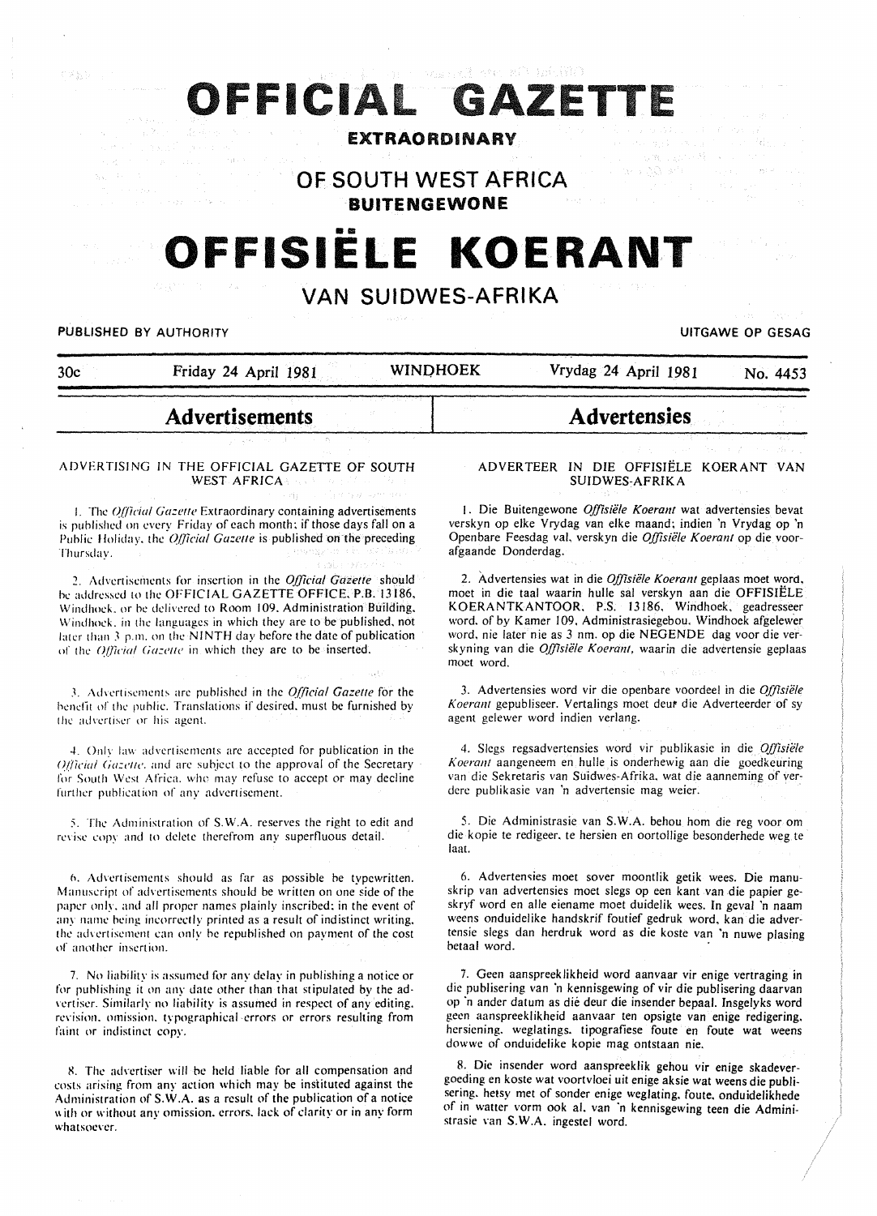# OFFICIAL GAZETTE

## EXTRAORDINARY

## OF SOUTH WEST AFRICA

## BUITENGEWONE

# OFFISIËLE KOERANT

## VAN SUIDWES-AFRIKA

PUBLISHED BY AUTHORITY — UITGAWE OP GESAG

30c — Friday 24 April 1981 — WINDHOEK — Vrydag 24 April 1981 — No. 4453

## Advertisements

### ADVERTISING IN THE OFFICIAL GAZETTE OF SOUTH WEST AFRICA

1. The *Official Gazette* Extraordinary containing advertisements is published on every Friday of each month; if those days fall on a Public Holiday, the *Official Gazette* is published on the preceding Thursday.

2. Advertisements for insertion in the *Official Gazette* should be addressed to the OFFICIAL GAZETTE OFFICE, P.B. 13186, Windhoek, or be delivered to Room 109, Administration Building, Windhoek, in the languages in which they are to be published, not later than 3 p.m. on the NINTH day before the date of publication of the *Official Gazette* in which they are to be inserted.

3. Advertisements are published in the *Official Gazette* for the benefit of the public. Translations if desired, must be furnished by the advertiser or his agent.

4. Only law advertisements are accepted for publication in the *Official Gazette*, and are subject to the approval of the Secretary for South West Africa, who may refuse to accept or may decline further publication of any advertisement.

5. The Administration of S.W.A. reserves the right to edit and revise copy and to delete therefrom any superfluous detail.

6. Advertisements should as far as possible be typewritten. Manuscript of advertisements should be written on one side of the paper only, and all proper names plainly inscribed; in the event of any name being incorrectly printed as a result of indistinct writing, the advertisement can only be republished on payment of the cost of another insertion.

7. No liability is assumed for any delay in publishing a notice or for publishing it on any date other than that stipulated by the advertiser. Similarly no liability is assumed in respect of any editing, revision, omission, typographical errors or errors resulting from faint or indistinct copy.

8. The advertiser will be held liable for all compensation and costs arising from any action which may be instituted against the Administration of S.W.A. as a result of the publication of a notice with or without any omission, errors, lack of clarity or in any form whatsoever.

## Advertensies

### ADVERTEER IN DIE OFFISIËLE KOERANT VAN SUIDWES-AFRIKA

1. Die Buitengewone *Offisiële Koerant* wat advertensies bevat verskyn op elke Vrydag van elke maand; indien 'n Vrydag op 'n Openbare Feesdag val, verskyn die *Offisiële Koerant* op die voorafgaande Donderdag.

2. Advertensies wat in die *Offisiële Koerant* geplaas moet word, moet in die taal waarin hulle sal verskyn aan die OFFISIËLE KOERANTKANTOOR, P.S. 13186, Windhoek, geadresseer word, of by Kamer 109, Administrasiegebou, Windhoek afgelewer word, nie later nie as 3 nm. op die NEGENDE dag voor die verskyning van die *Offisiële Koerant*, waarin die advertensie geplaas moet word.

3. Advertensies word vir die openbare voordeel in die *Offisiële Koerant* gepubliseer. Vertalings moet deur die Adverteerder of sy agent gelewer word indien verlang.

4. Slegs regsadvertensies word vir publikasie in die *Offisiële Koerant* aangeneem en hulle is onderhewig aan die goedkeuring van die Sekretaris van Suidwes-Afrika, wat die aanneming of verdere publikasie van 'n advertensie mag weier.

5. Die Administrasie van S.W.A. behou hom die reg voor om die kopie te redigeer, te hersien en oortollige besonderhede weg te laat.

6. Advertensies moet sover moontlik getik wees. Die manuskrip van advertensies moet slegs op een kant van die papier geskryf word en alle eiename moet duidelik wees. In geval 'n naam weens onduidelike handskrif foutief gedruk word, kan die advertensie slegs dan herdruk word as die koste van 'n nuwe plasing betaal word.

7. Geen aanspreeklikheid word aanvaar vir enige vertraging in die publisering van 'n kennisgewing of vir die publisering daarvan op 'n ander datum as dié deur die insender bepaal. Insgelyks word geen aanspreeklikheid aanvaar ten opsigte van enige redigering, hersiening, weglatings, tipografiese foute en foute wat weens dowwe of onduidelike kopie mag ontstaan nie.

8. Die insender word aanspreeklik gehou vir enige skadevergoeding en koste wat voortvloei uit enige aksie wat weens die publisering, hetsy met of sonder enige weglating, foute, onduidelikhede of in watter vorm ook al, van 'n kennisgewing teen die Administrasie van S.W.A. ingestel word.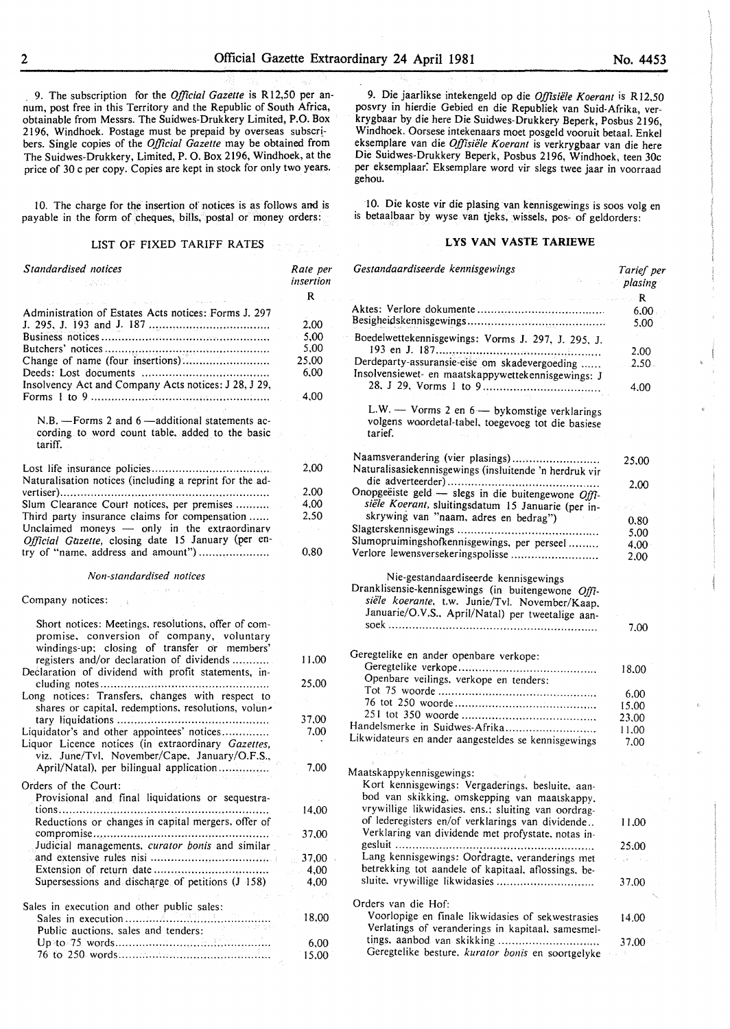9. The subscription for the *Official Gazette* is R12,50 per annum, post free in this Territory and the Republic of South Africa, obtainable from Messrs. The Suidwes-Drukkery Limited, P.O. Box 2196, Windhoek. Postage must be prepaid by overseas subscribers. Single copies of the *Official Gazette* may be obtained from The Suidwes-Drukkery, Limited, P. O. Box 2196, Windhoek, at the price of 30 c per copy. Copies are kept in stock for only two years.

10. The charge for the insertion of notices is as follows and is payable in the form of cheques, bills, postal or money orders:

## LIST OF FIXED TARIFF RATES

| *Standardised notices* | Rate per insertion |
|---|---|
| | R |
| Administration of Estates Acts notices: Forms J. 297 J. 295, J. 193 and J. 187 | 2,00 |
| Business notices | 5,00 |
| Butchers' notices | 5,00 |
| Change of name (four insertions) | 25,00 |
| Deeds: Lost documents | 6,00 |
| Insolvency Act and Company Acts notices: J 28, J 29, Forms 1 to 9 | 4,00 |
| N.B. —Forms 2 and 6 —additional statements according to word count table, added to the basic tariff. | |
| Lost life insurance policies | 2,00 |
| Naturalisation notices (including a reprint for the advertiser) | 2,00 |
| Slum Clearance Court notices, per premises | 4,00 |
| Third party insurance claims for compensation | 2,50 |
| Unclaimed moneys — only in the extraordinary *Official Gazette*, closing date 15 January (per entry of "name, address and amount") | 0,80 |

*Non-standardised notices*

| Company notices: | |
|---|---|
| Short notices: Meetings, resolutions, offer of compromise, conversion of company, voluntary windings-up; closing of transfer or members' registers and/or declaration of dividends | 11,00 |
| Declaration of dividend with profit statements, including notes | 25,00 |
| Long notices: Transfers, changes with respect to shares or capital, redemptions, resolutions, voluntary liquidations | 37,00 |
| Liquidator's and other appointees' notices | 7,00 |
| Liquor Licence notices (in extraordinary *Gazettes*, viz. June/Tvl, November/Cape, January/O.F.S., April/Natal), per bilingual application | 7,00 |
| Orders of the Court: | |
| Provisional and final liquidations or sequestrations | 14,00 |
| Reductions or changes in capital mergers, offer of compromise | 37,00 |
| Judicial managements, *curator bonis* and similar and extensive rules nisi | 37,00 |
| Extension of return date | 4,00 |
| Supersessions and discharge of petitions (J 158) | 4,00 |
| Sales in execution and other public sales: | |
| Sales in execution | 18,00 |
| Public auctions, sales and tenders: | |
| Up to 75 words | 6,00 |
| 76 to 250 words | 15,00 |

9. Die jaarlikse intekengeld op die *Offisiële Koerant* is R12,50 posvry in hierdie Gebied en die Republiek van Suid-Afrika, verkrygbaar by die here Die Suidwes-Drukkery Beperk, Posbus 2196, Windhoek. Oorsese intekenaars moet posgeld vooruit betaal. Enkel eksemplare van die *Offisiële Koerant* is verkrygbaar van die here Die Suidwes-Drukkery Beperk, Posbus 2196, Windhoek, teen 30c per eksemplaar. Eksemplare word vir slegs twee jaar in voorraad gehou.

10. Die koste vir die plasing van kennisgewings is soos volg en is betaalbaar by wyse van tjeks, wissels, pos- of geldorders:

## LYS VAN VASTE TARIEWE

| *Gestandaardiseerde kennisgewings* | Tarief per plasing |
|---|---|
| | R |
| Aktes: Verlore dokumente | 6,00 |
| Besigheidskennisgewings | 5,00 |
| Boedelwettekennisgewings: Vorms J. 297, J. 295, J. 193 en J. 187 | 2,00 |
| Derdeparty-assuransie-eise om skadevergoeding | 2,50 |
| Insolvensiewet- en maatskappywettekennisgewings: J 28, J 29, Vorms 1 to 9 | 4,00 |
| L.W. — Vorms 2 en 6 — bykomstige verklarings volgens woordetal-tabel, toegevoeg tot die basiese tarief. | |
| Naamsverandering (vier plasings) | 25,00 |
| Naturalisasiekennisgewings (insluitende 'n herdruk vir die adverteerder) | 2,00 |
| Onopgeëiste geld — slegs in die buitengewone *Offisiële Koerant*, sluitingsdatum 15 Januarie (per inskrywing van "naam, adres en bedrag") | 0,80 |
| Slagterskennisgewings | 5,00 |
| Slumopruimingshofkennisgewings, per perseel | 4,00 |
| Verlore lewensversekeringspolisse | 2,00 |

Nie-gestandaardiseerde kennisgewings

| | |
|---|---|
| Dranklisensie-kennisgewings (in buitengewone *Offisiële koerante*, t.w. Junie/Tvl. November/Kaap, Januarie/O.V.S., April/Natal) per tweetalige aansoek | 7,00 |
| Geregtelike en ander openbare verkope: | |
| Geregtelike verkope | 18,00 |
| Openbare veilings, verkope en tenders: | |
| Tot 75 woorde | 6,00 |
| 76 tot 250 woorde | 15,00 |
| 251 tot 350 woorde | 23,00 |
| Handelsmerke in Suidwes-Afrika | 11,00 |
| Likwidateurs en ander aangesteldes se kennisgewings | 7,00 |
| Maatskappykennisgewings: | |
| Kort kennisgewings: Vergaderings, besluite, aanbod van skikking, omskepping van maatskappy, vrywillige likwidasies, ens.: sluiting van oordragof lederegisters en/of verklarings van dividende | 11,00 |
| Verklaring van dividende met profystate, notas ingesluit | 25,00 |
| Lang kennisgewings: Oordragte, veranderings met betrekking tot aandele of kapitaal, aflossings, besluite, vrywillige likwidasies | 37,00 |
| Orders van die Hof: | |
| Voorlopige en finale likwidasies of sekwestrasies | 14,00 |
| Verlatings of veranderings in kapitaal, samesmeltings, aanbod van skikking | 37,00 |
| Geregtelike besture, *kurator bonis* en soortgelyke | |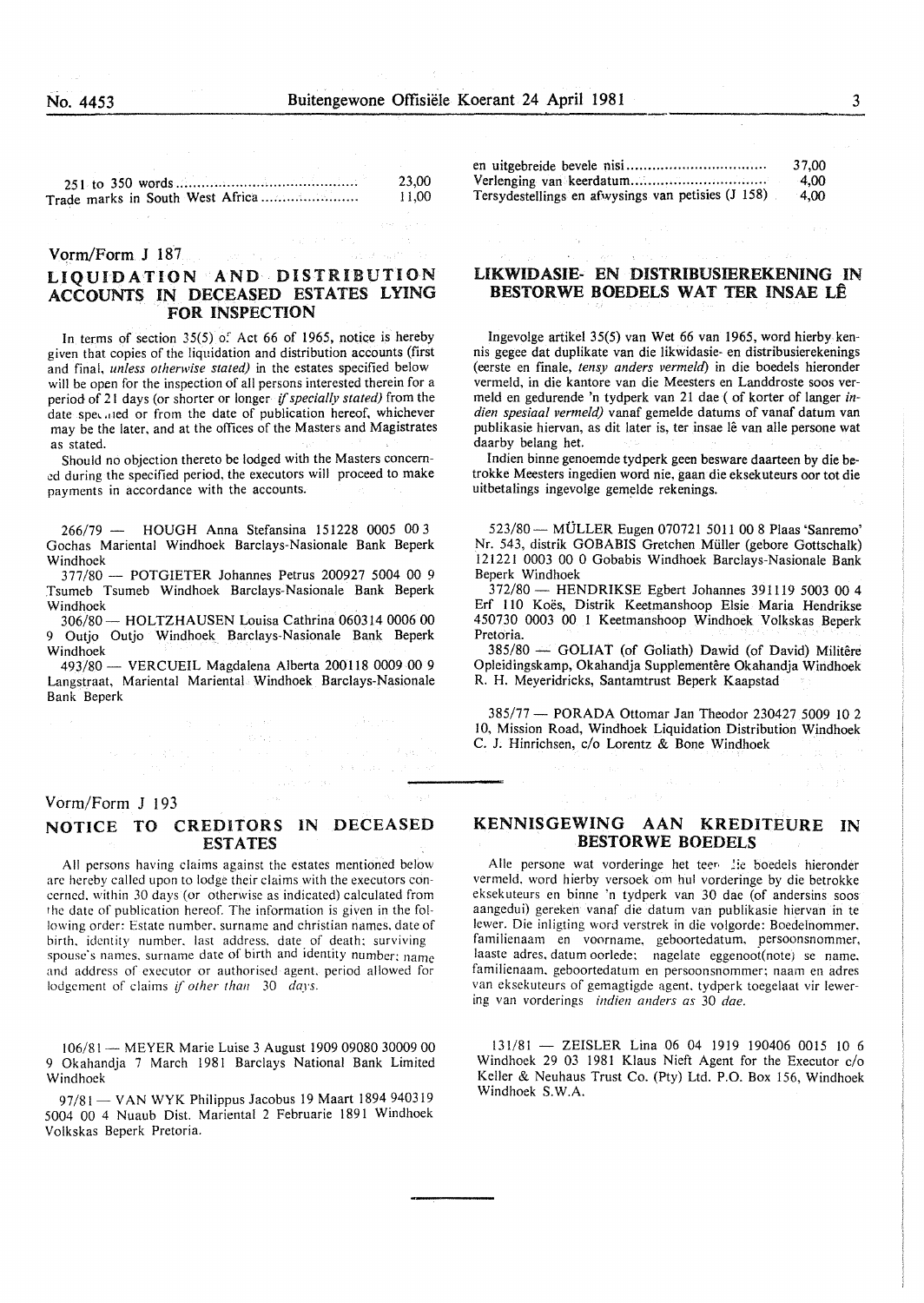| | |
|---|---|
| 251 to 350 words | 23,00 |
| Trade marks in South West Africa | 11,00 |

| | |
|---|---|
| en uitgebreide bevele nisi | 37,00 |
| Verlenging van keerdatum | 4,00 |
| Tersydestellings en afwysings van petisies (J 158) | 4,00 |

Vorm/Form J 187

## LIQUIDATION AND DISTRIBUTION ACCOUNTS IN DECEASED ESTATES LYING FOR INSPECTION

In terms of section 35(5) of Act 66 of 1965, notice is hereby given that copies of the liquidation and distribution accounts (first and final, *unless otherwise stated)* in the estates specified below will be open for the inspection of all persons interested therein for a period of 21 days (or shorter or longer *if specially stated)* from the date specified or from the date of publication hereof, whichever may be the later, and at the offices of the Masters and Magistrates as stated.

Should no objection thereto be lodged with the Masters concerned during the specified period, the executors will proceed to make payments in accordance with the accounts.

266/79 — HOUGH Anna Stefansina 151228 0005 00 3 Gochas Mariental Windhoek Barclays-Nasionale Bank Beperk Windhoek

377/80 — POTGIETER Johannes Petrus 200927 5004 00 9 Tsumeb Tsumeb Windhoek Barclays-Nasionale Bank Beperk Windhoek

306/80 — HOLTZHAUSEN Louisa Cathrina 060314 0006 00 9 Outjo Outjo Windhoek Barclays-Nasionale Bank Beperk Windhoek

493/80 — VERCUEIL Magdalena Alberta 200118 0009 00 9 Langstraat, Mariental Mariental Windhoek Barclays-Nasionale Bank Beperk

## LIKWIDASIE- EN DISTRIBUSIEREKENING IN BESTORWE BOEDELS WAT TER INSAE LÊ

Ingevolge artikel 35(5) van Wet 66 van 1965, word hierby kennis gegee dat duplikate van die likwidasie- en distribusierekenings (eerste en finale, *tensy anders vermeld)* in die boedels hieronder vermeld, in die kantore van die Meesters en Landdroste soos vermeld en gedurende 'n tydperk van 21 dae ( of korter of langer *indien spesiaal vermeld)* vanaf gemelde datums of vanaf datum van publikasie hiervan, as dit later is, ter insae lê van alle persone wat daarby belang het.

Indien binne genoemde tydperk geen besware daarteen by die betrokke Meesters ingedien word nie, gaan die eksekuteurs oor tot die uitbetalings ingevolge gemelde rekenings.

523/80 — MÜLLER Eugen 070721 5011 00 8 Plaas 'Sanremo' Nr. 543, distrik GOBABIS Gretchen Müller (gebore Gottschalk) 121221 0003 00 0 Gobabis Windhoek Barclays-Nasionale Bank Beperk Windhoek

372/80 — HENDRIKSE Egbert Johannes 391119 5003 00 4 Erf 110 Koës, Distrik Keetmanshoop Elsie Maria Hendrikse 450730 0003 00 1 Keetmanshoop Windhoek Volkskas Beperk Pretoria.

385/80 — GOLIAT (of Goliath) Dawid (of David) Militêre Opleidingskamp, Okahandja Supplementêre Okahandja Windhoek R. H. Meyeridricks, Santamtrust Beperk Kaapstad

385/77 — PORADA Ottomar Jan Theodor 230427 5009 10 2 10, Mission Road, Windhoek Liquidation Distribution Windhoek C. J. Hinrichsen, c/o Lorentz & Bone Windhoek

Vorm/Form J 193

## NOTICE TO CREDITORS IN DECEASED ESTATES

All persons having claims against the estates mentioned below are hereby called upon to lodge their claims with the executors concerned, within 30 days (or otherwise as indicated) calculated from the date of publication hereof. The information is given in the following order: Estate number, surname and christian names, date of birth, identity number, last address, date of death; surviving spouse's names, surname date of birth and identity number; name and address of executor or authorised agent, period allowed for lodgement of claims *if other than 30 days.*

106/81 — MEYER Marie Luise 3 August 1909 09080 30009 00 9 Okahandja 7 March 1981 Barclays National Bank Limited Windhoek

97/81 — VAN WYK Philippus Jacobus 19 Maart 1894 940319 5004 00 4 Nuaub Dist. Mariental 2 Februarie 1891 Windhoek Volkskas Beperk Pretoria.

## KENNISGEWING AAN KREDITEURE IN BESTORWE BOEDELS

Alle persone wat vorderinge het teen die boedels hieronder vermeld, word hierby versoek om hul vorderinge by die betrokke eksekuteurs en binne 'n tydperk van 30 dae (of andersins soos aangedui) gereken vanaf die datum van publikasie hiervan in te lewer. Die inligting word verstrek in die volgorde: Boedelnommer, familienaam en voorname, geboortedatum, persoonsnommer, laaste adres, datum oorlede; nagelate eggenoot(note) se name, familienaam, geboortedatum en persoonsnommer; naam en adres van eksekuteurs of gemagtigde agent, tydperk toegelaat vir lewering van vorderings *indien anders as 30 dae.*

131/81 — ZEISLER Lina 06 04 1919 190406 0015 10 6 Windhoek 29 03 1981 Klaus Nieft Agent for the Executor c/o Keller & Neuhaus Trust Co. (Pty) Ltd. P.O. Box 156, Windhoek Windhoek S.W.A.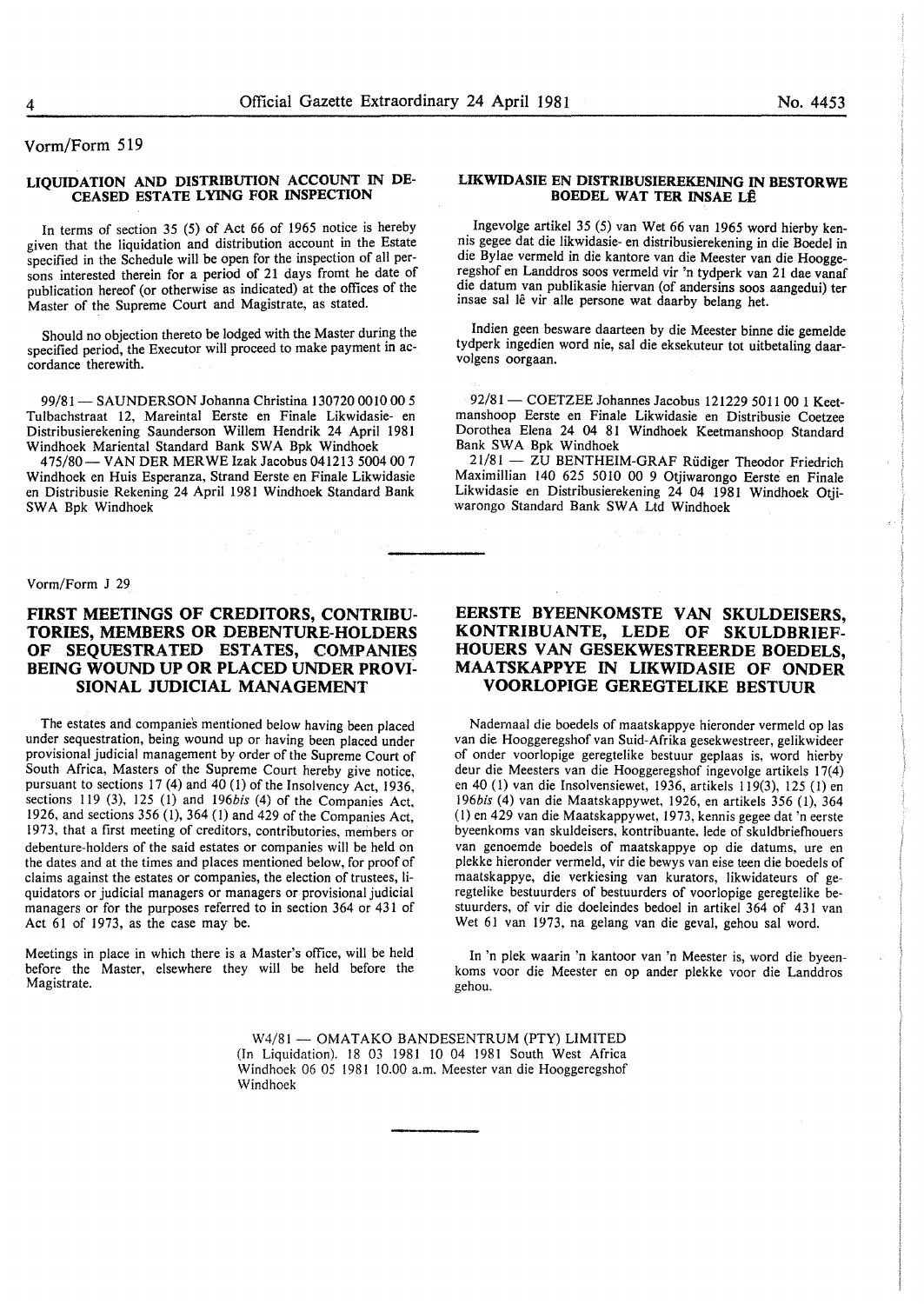Vorm/Form 519

## LIQUIDATION AND DISTRIBUTION ACCOUNT IN DECEASED ESTATE LYING FOR INSPECTION

In terms of section 35 (5) of Act 66 of 1965 notice is hereby given that the liquidation and distribution account in the Estate specified in the Schedule will be open for the inspection of all persons interested therein for a period of 21 days fromt he date of publication hereof (or otherwise as indicated) at the offices of the Master of the Supreme Court and Magistrate, as stated.

Should no objection thereto be lodged with the Master during the specified period, the Executor will proceed to make payment in accordance therewith.

99/81 — SAUNDERSON Johanna Christina 130720 0010 00 5 Tulbachstraat 12, Mareintal Eerste en Finale Likwidasie- en Distribusierekening Saunderson Willem Hendrik 24 April 1981 Windhoek Mariental Standard Bank SWA Bpk Windhoek

475/80 — VAN DER MERWE Izak Jacobus 041213 5004 00 7 Windhoek en Huis Esperanza, Strand Eerste en Finale Likwidasie en Distribusie Rekening 24 April 1981 Windhoek Standard Bank SWA Bpk Windhoek

## LIKWIDASIE EN DISTRIBUSIEREKENING IN BESTORWE BOEDEL WAT TER INSAE LÊ

Ingevolge artikel 35 (5) van Wet 66 van 1965 word hierby kennis gegee dat die likwidasie- en distribusierekening in die Boedel in die Bylae vermeld in die kantore van die Meester van die Hooggeregshof en Landdros soos vermeld vir 'n tydperk van 21 dae vanaf die datum van publikasie hiervan (of andersins soos aangedui) ter insae sal lê vir alle persone wat daarby belang het.

Indien geen besware daarteen by die Meester binne die gemelde tydperk ingedien word nie, sal die eksekuteur tot uitbetaling daarvolgens oorgaan.

92/81 — COETZEE Johannes Jacobus 121229 5011 00 1 Keetmanshoop Eerste en Finale Likwidasie en Distribusie Coetzee Dorothea Elena 24 04 81 Windhoek Keetmanshoop Standard Bank SWA Bpk Windhoek

21/81 — ZU BENTHEIM-GRAF Rüdiger Theodor Friedrich Maximillian 140 625 5010 00 9 Otjiwarongo Eerste en Finale Likwidasie en Distribusierekening 24 04 1981 Windhoek Otjiwarongo Standard Bank SWA Ltd Windhoek

---

Vorm/Form J 29

## FIRST MEETINGS OF CREDITORS, CONTRIBUTORIES, MEMBERS OR DEBENTURE-HOLDERS OF SEQUESTRATED ESTATES, COMPANIES BEING WOUND UP OR PLACED UNDER PROVISIONAL JUDICIAL MANAGEMENT

The estates and companies mentioned below having been placed under sequestration, being wound up or having been placed under provisional judicial management by order of the Supreme Court of South Africa, Masters of the Supreme Court hereby give notice, pursuant to sections 17 (4) and 40 (1) of the Insolvency Act, 1936, sections 119 (3), 125 (1) and 196*bis* (4) of the Companies Act, 1926, and sections 356 (1), 364 (1) and 429 of the Companies Act, 1973, that a first meeting of creditors, contributories, members or debenture-holders of the said estates or companies will be held on the dates and at the times and places mentioned below, for proof of claims against the estates or companies, the election of trustees, liquidators or judicial managers or managers or provisional judicial managers or for the purposes referred to in section 364 or 431 of Act 61 of 1973, as the case may be.

Meetings in place in which there is a Master's office, will be held before the Master, elsewhere they will be held before the Magistrate.

## EERSTE BYEENKOMSTE VAN SKULDEISERS, KONTRIBUANTE, LEDE OF SKULDBRIEFHOUERS VAN GESEKWESTREERDE BOEDELS, MAATSKAPPYE IN LIKWIDASIE OF ONDER VOORLOPIGE GEREGTELIKE BESTUUR

Nademaal die boedels of maatskappye hieronder vermeld op las van die Hooggeregshof van Suid-Afrika gesekwestreer, gelikwideer of onder voorlopige geregtelike bestuur geplaas is, word hierby deur die Meesters van die Hooggeregshof ingevolge artikels 17(4) en 40 (1) van die Insolvensiewet, 1936, artikels 119(3), 125 (1) en 196*bis* (4) van die Maatskappywet, 1926, en artikels 356 (1), 364 (1) en 429 van die Maatskappywet, 1973, kennis gegee dat 'n eerste byeenkoms van skuldeisers, kontribuante, lede of skuldbriefhouers van genoemde boedels of maatskappye op die datums, ure en plekke hieronder vermeld, vir die bewys van eise teen die boedels of maatskappye, die verkiesing van kurators, likwidateurs of geregtelike bestuurders of bestuurders of voorlopige geregtelike bestuurders, of vir die doeleindes bedoel in artikel 364 of 431 van Wet 61 van 1973, na gelang van die geval, gehou sal word.

In 'n plek waarin 'n kantoor van 'n Meester is, word die byeenkoms voor die Meester en op ander plekke voor die Landdros gehou.

W4/81 — OMATAKO BANDESENTRUM (PTY) LIMITED (In Liquidation). 18 03 1981 10 04 1981 South West Africa Windhoek 06 05 1981 10.00 a.m. Meester van die Hooggeregshof Windhoek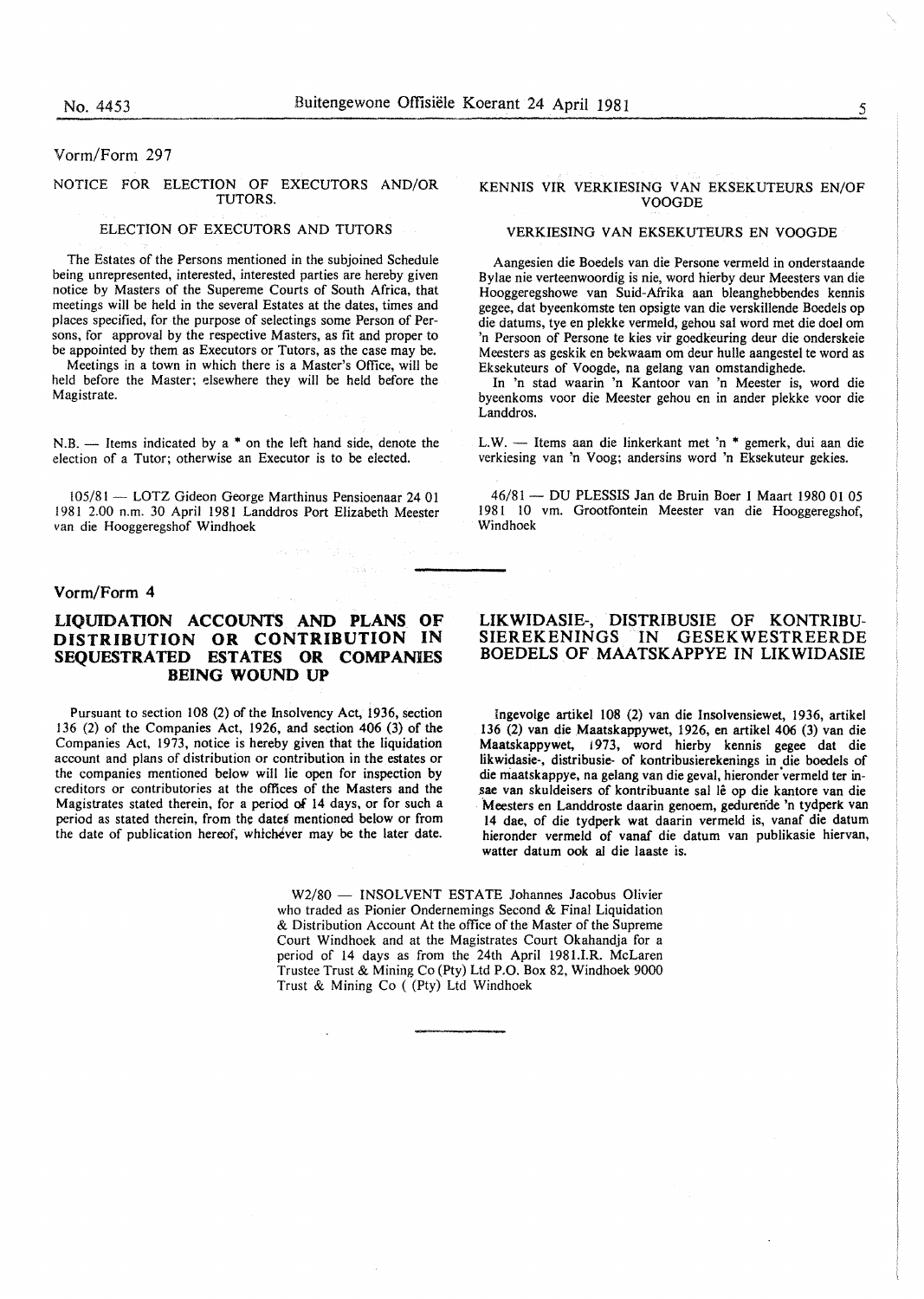Vorm/Form 297

## NOTICE FOR ELECTION OF EXECUTORS AND/OR TUTORS.

### ELECTION OF EXECUTORS AND TUTORS

The Estates of the Persons mentioned in the subjoined Schedule being unrepresented, interested, interested parties are hereby given notice by Masters of the Supereme Courts of South Africa, that meetings will be held in the several Estates at the dates, times and places specified, for the purpose of selectings some Person of Persons, for approval by the respective Masters, as fit and proper to be appointed by them as Executors or Tutors, as the case may be.

Meetings in a town in which there is a Master's Office, will be held before the Master; elsewhere they will be held before the Magistrate.

N.B. — Items indicated by a * on the left hand side, denote the election of a Tutor; otherwise an Executor is to be elected.

105/81 — LOTZ Gideon George Marthinus Pensioenaar 24 01 1981 2.00 n.m. 30 April 1981 Landdros Port Elizabeth Meester van die Hooggeregshof Windhoek

## KENNIS VIR VERKIESING VAN EKSEKUTEURS EN/OF VOOGDE

### VERKIESING VAN EKSEKUTEURS EN VOOGDE

Aangesien die Boedels van die Persone vermeld in onderstaande Bylae nie verteenwoordig is nie, word hierby deur Meesters van die Hooggeregshowe van Suid-Afrika aan bleanghebbendes kennis gegee, dat byeenkomste ten opsigte van die verskillende Boedels op die datums, tye en plekke vermeld, gehou sal word met die doel om 'n Persoon of Persone te kies vir goedkeuring deur die onderskeie Meesters as geskik en bekwaam om deur hulle aangestel te word as Eksekuteurs of Voogde, na gelang van omstandighede.

In 'n stad waarin 'n Kantoor van 'n Meester is, word die byeenkoms voor die Meester gehou en in ander plekke voor die Landdros.

L.W. — Items aan die linkerkant met 'n * gemerk, dui aan die verkiesing van 'n Voog; andersins word 'n Eksekuteur gekies.

46/81 — DU PLESSIS Jan de Bruin Boer 1 Maart 1980 01 05 1981 10 vm. Grootfontein Meester van die Hooggeregshof, Windhoek

Vorm/Form 4

## LIQUIDATION ACCOUNTS AND PLANS OF DISTRIBUTION OR CONTRIBUTION IN SEQUESTRATED ESTATES OR COMPANIES BEING WOUND UP

Pursuant to section 108 (2) of the Insolvency Act, 1936, section 136 (2) of the Companies Act, 1926, and section 406 (3) of the Companies Act, 1973, notice is hereby given that the liquidation account and plans of distribution or contribution in the estates or the companies mentioned below will lie open for inspection by creditors or contributories at the offices of the Masters and the Magistrates stated therein, for a period of 14 days, or for such a period as stated therein, from the dates mentioned below or from the date of publication hereof, whichever may be the later date.

## LIKWIDASIE-, DISTRIBUSIE OF KONTRIBUSIEREKENINGS IN GESEKWESTREERDE BOEDELS OF MAATSKAPPYE IN LIKWIDASIE

Ingevolge artikel 108 (2) van die Insolvensiewet, 1936, artikel 136 (2) van die Maatskappywet, 1926, en artikel 406 (3) van die Maatskappywet, 1973, word hierby kennis gegee dat die likwidasie-, distribusie- of kontribusierekenings in die boedels of die maatskappye, na gelang van die geval, hieronder vermeld ter insae van skuldeisers of kontribuante sal lê op die kantore van die Meesters en Landdroste daarin genoem, gedurende 'n tydperk van 14 dae, of die tydperk wat daarin vermeld is, vanaf die datum hieronder vermeld of vanaf die datum van publikasie hiervan, watter datum ook al die laaste is.

W2/80 — INSOLVENT ESTATE Johannes Jacobus Olivier who traded as Pionier Ondernemings Second & Final Liquidation & Distribution Account At the office of the Master of the Supreme Court Windhoek and at the Magistrates Court Okahandja for a period of 14 days as from the 24th April 1981.I.R. McLaren Trustee Trust & Mining Co (Pty) Ltd P.O. Box 82, Windhoek 9000 Trust & Mining Co ( (Pty) Ltd Windhoek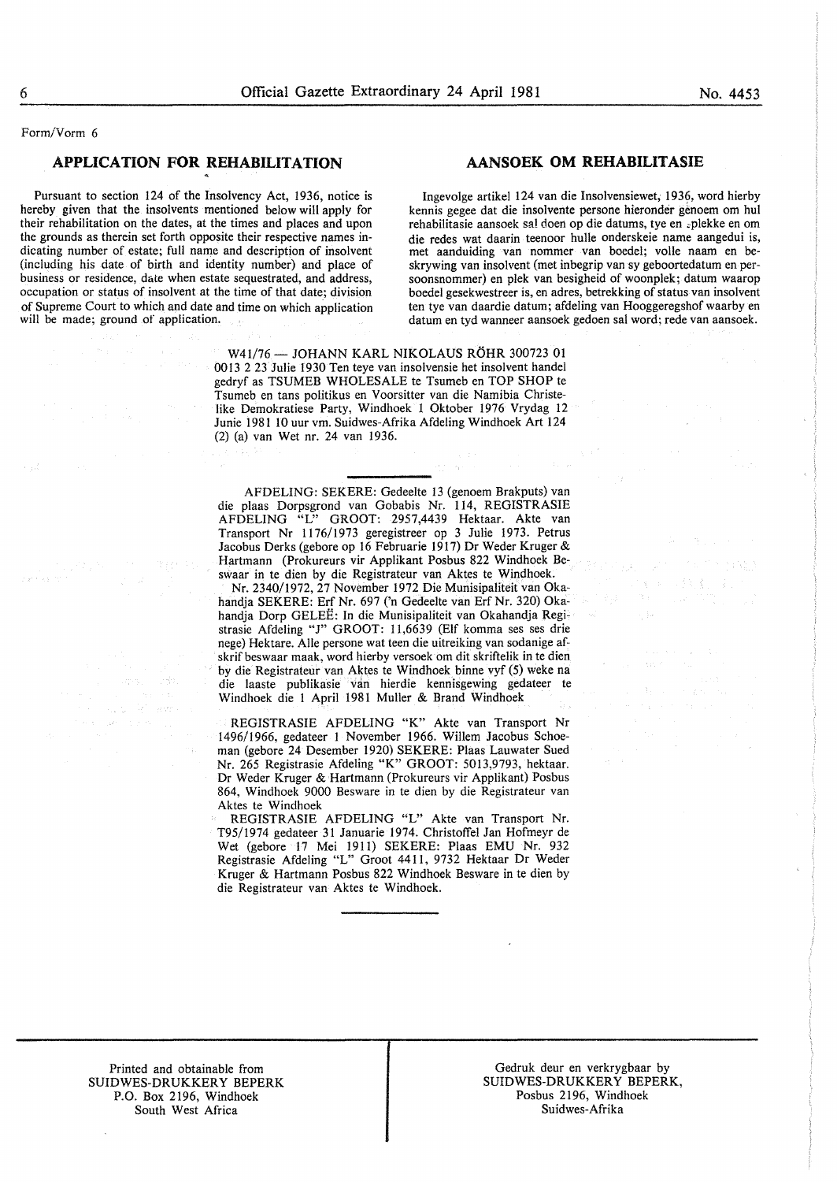Form/Vorm 6

## APPLICATION FOR REHABILITATION

Pursuant to section 124 of the Insolvency Act, 1936, notice is hereby given that the insolvents mentioned below will apply for their rehabilitation on the dates, at the times and places and upon the grounds as therein set forth opposite their respective names indicating number of estate; full name and description of insolvent (including his date of birth and identity number) and place of business or residence, date when estate sequestrated, and address, occupation or status of insolvent at the time of that date; division of Supreme Court to which and date and time on which application will be made; ground of application.

## AANSOEK OM REHABILITASIE

Ingevolge artikel 124 van die Insolvensiewet, 1936, word hierby kennis gegee dat die insolvente persone hieronder genoem om hul rehabilitasie aansoek sal doen op die datums, tye en plekke en om die redes wat daarin teenoor hulle onderskeie name aangedui is, met aanduiding van nommer van boedel; volle naam en beskrywing van insolvent (met inbegrip van sy geboortedatum en persoonsnommer) en plek van besigheid of woonplek; datum waarop boedel gesekwestreer is, en adres, betrekking of status van insolvent ten tye van daardie datum; afdeling van Hooggeregshof waarby en datum en tyd wanneer aansoek gedoen sal word; rede van aansoek.

W41/76 — JOHANN KARL NIKOLAUS RÖHR 300723 01 0013 2 23 Julie 1930 Ten teye van insolvensie het insolvent handel gedryf as TSUMEB WHOLESALE te Tsumeb en TOP SHOP te Tsumeb en tans politikus en Voorsitter van die Namibia Christelike Demokratiese Party, Windhoek 1 Oktober 1976 Vrydag 12 Junie 1981 10 uur vm. Suidwes-Afrika Afdeling Windhoek Art 124 (2) (a) van Wet nr. 24 van 1936.

---

AFDELING: SEKERE: Gedeelte 13 (genoem Brakputs) van die plaas Dorpsgrond van Gobabis Nr. 114, REGISTRASIE AFDELING "L" GROOT: 2957,4439 Hektaar. Akte van Transport Nr 1176/1973 geregistreer op 3 Julie 1973. Petrus Jacobus Derks (gebore op 16 Februarie 1917) Dr Weder Kruger & Hartmann (Prokureurs vir Applikant Posbus 822 Windhoek Beswaar in te dien by die Registrateur van Aktes te Windhoek.

Nr. 2340/1972, 27 November 1972 Die Munisipaliteit van Okahandja SEKERE: Erf Nr. 697 ('n Gedeelte van Erf Nr. 320) Okahandja Dorp GELEË: In die Munisipaliteit van Okahandja Registrasie Afdeling "J" GROOT: 11,6639 (Elf komma ses ses drie nege) Hektare. Alle persone wat teen die uitreiking van sodanige afskrif beswaar maak, word hierby versoek om dit skriftelik in te dien by die Registrateur van Aktes te Windhoek binne vyf (5) weke na die laaste publikasie van hierdie kennisgewing gedateer te Windhoek die 1 April 1981 Muller & Brand Windhoek

REGISTRASIE AFDELING "K" Akte van Transport Nr 1496/1966, gedateer 1 November 1966. Willem Jacobus Schoeman (gebore 24 Desember 1920) SEKERE: Plaas Lauwater Sued Nr. 265 Registrasie Afdeling "K" GROOT: 5013,9793, hektaar. Dr Weder Kruger & Hartmann (Prokureurs vir Applikant) Posbus 864, Windhoek 9000 Besware in te dien by die Registrateur van Aktes te Windhoek

REGISTRASIE AFDELING "L" Akte van Transport Nr. T95/1974 gedateer 31 Januarie 1974. Christoffel Jan Hofmeyr de Wet (gebore 17 Mei 1911) SEKERE: Plaas EMU Nr. 932 Registrasie Afdeling "L" Groot 4411, 9732 Hektaar Dr Weder Kruger & Hartmann Posbus 822 Windhoek Besware in te dien by die Registrateur van Aktes te Windhoek.

---

Printed and obtainable from
SUIDWES-DRUKKERY BEPERK
P.O. Box 2196, Windhoek
South West Africa

Gedruk deur en verkrygbaar by
SUIDWES-DRUKKERY BEPERK,
Posbus 2196, Windhoek
Suidwes-Afrika